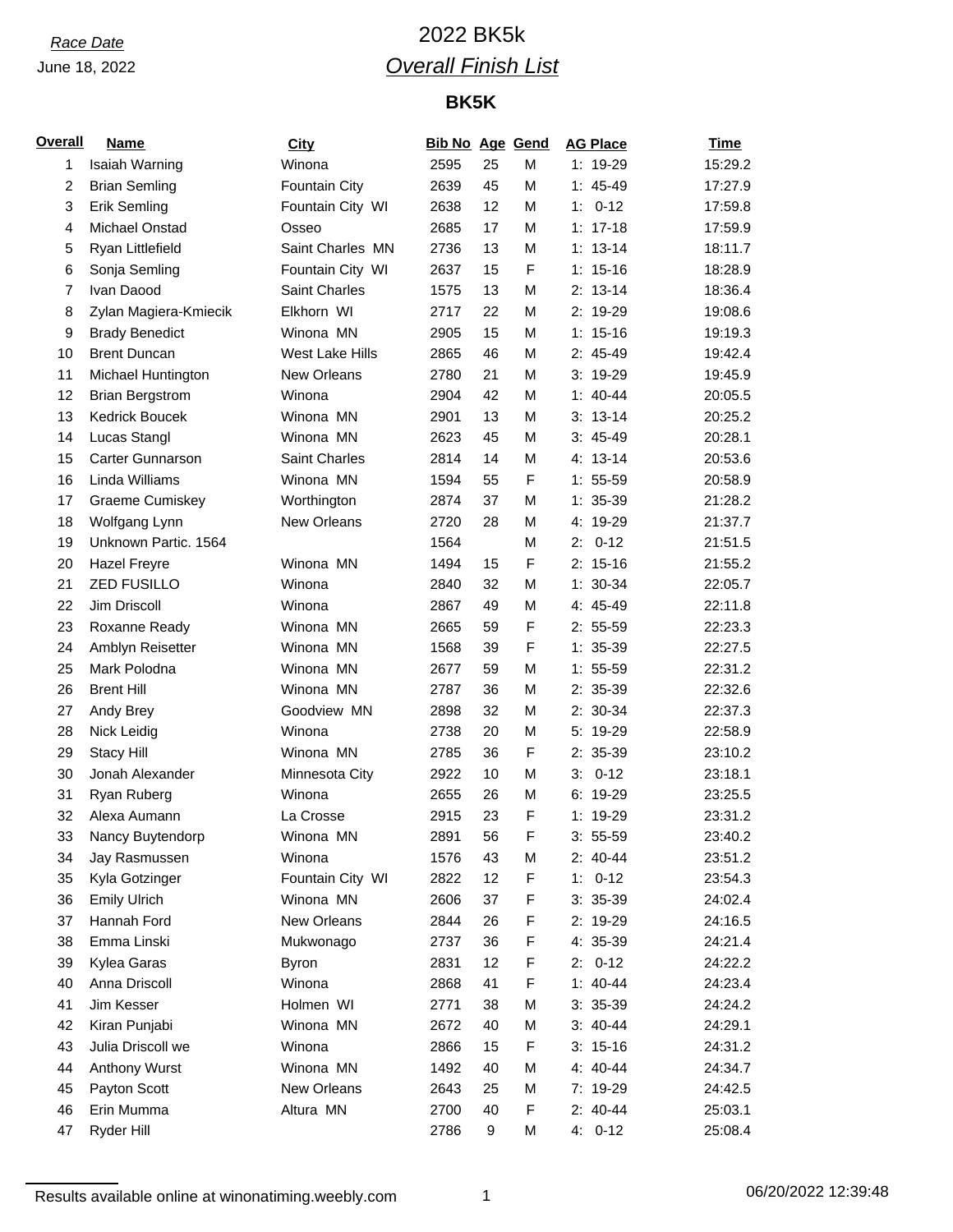*Race Date*

June 18, 2022

# 2022 BK5k

## *Overall Finish List*

### BK5K

| Overall | Name | City | Bib No | Age | Gend | AG Place | Time |
|---|---|---|---|---|---|---|---|
| 1 | Isaiah Warning | Winona | 2595 | 25 | M | 1: 19-29 | 15:29.2 |
| 2 | Brian Semling | Fountain City | 2639 | 45 | M | 1: 45-49 | 17:27.9 |
| 3 | Erik Semling | Fountain City WI | 2638 | 12 | M | 1: 0-12 | 17:59.8 |
| 4 | Michael Onstad | Osseo | 2685 | 17 | M | 1: 17-18 | 17:59.9 |
| 5 | Ryan Littlefield | Saint Charles MN | 2736 | 13 | M | 1: 13-14 | 18:11.7 |
| 6 | Sonja Semling | Fountain City WI | 2637 | 15 | F | 1: 15-16 | 18:28.9 |
| 7 | Ivan Daood | Saint Charles | 1575 | 13 | M | 2: 13-14 | 18:36.4 |
| 8 | Zylan Magiera-Kmiecik | Elkhorn WI | 2717 | 22 | M | 2: 19-29 | 19:08.6 |
| 9 | Brady Benedict | Winona MN | 2905 | 15 | M | 1: 15-16 | 19:19.3 |
| 10 | Brent Duncan | West Lake Hills | 2865 | 46 | M | 2: 45-49 | 19:42.4 |
| 11 | Michael Huntington | New Orleans | 2780 | 21 | M | 3: 19-29 | 19:45.9 |
| 12 | Brian Bergstrom | Winona | 2904 | 42 | M | 1: 40-44 | 20:05.5 |
| 13 | Kedrick Boucek | Winona MN | 2901 | 13 | M | 3: 13-14 | 20:25.2 |
| 14 | Lucas Stangl | Winona MN | 2623 | 45 | M | 3: 45-49 | 20:28.1 |
| 15 | Carter Gunnarson | Saint Charles | 2814 | 14 | M | 4: 13-14 | 20:53.6 |
| 16 | Linda Williams | Winona MN | 1594 | 55 | F | 1: 55-59 | 20:58.9 |
| 17 | Graeme Cumiskey | Worthington | 2874 | 37 | M | 1: 35-39 | 21:28.2 |
| 18 | Wolfgang Lynn | New Orleans | 2720 | 28 | M | 4: 19-29 | 21:37.7 |
| 19 | Unknown Partic. 1564 | | 1564 | | M | 2: 0-12 | 21:51.5 |
| 20 | Hazel Freyre | Winona MN | 1494 | 15 | F | 2: 15-16 | 21:55.2 |
| 21 | ZED FUSILLO | Winona | 2840 | 32 | M | 1: 30-34 | 22:05.7 |
| 22 | Jim Driscoll | Winona | 2867 | 49 | M | 4: 45-49 | 22:11.8 |
| 23 | Roxanne Ready | Winona MN | 2665 | 59 | F | 2: 55-59 | 22:23.3 |
| 24 | Amblyn Reisetter | Winona MN | 1568 | 39 | F | 1: 35-39 | 22:27.5 |
| 25 | Mark Polodna | Winona MN | 2677 | 59 | M | 1: 55-59 | 22:31.2 |
| 26 | Brent Hill | Winona MN | 2787 | 36 | M | 2: 35-39 | 22:32.6 |
| 27 | Andy Brey | Goodview MN | 2898 | 32 | M | 2: 30-34 | 22:37.3 |
| 28 | Nick Leidig | Winona | 2738 | 20 | M | 5: 19-29 | 22:58.9 |
| 29 | Stacy Hill | Winona MN | 2785 | 36 | F | 2: 35-39 | 23:10.2 |
| 30 | Jonah Alexander | Minnesota City | 2922 | 10 | M | 3: 0-12 | 23:18.1 |
| 31 | Ryan Ruberg | Winona | 2655 | 26 | M | 6: 19-29 | 23:25.5 |
| 32 | Alexa Aumann | La Crosse | 2915 | 23 | F | 1: 19-29 | 23:31.2 |
| 33 | Nancy Buytendorp | Winona MN | 2891 | 56 | F | 3: 55-59 | 23:40.2 |
| 34 | Jay Rasmussen | Winona | 1576 | 43 | M | 2: 40-44 | 23:51.2 |
| 35 | Kyla Gotzinger | Fountain City WI | 2822 | 12 | F | 1: 0-12 | 23:54.3 |
| 36 | Emily Ulrich | Winona MN | 2606 | 37 | F | 3: 35-39 | 24:02.4 |
| 37 | Hannah Ford | New Orleans | 2844 | 26 | F | 2: 19-29 | 24:16.5 |
| 38 | Emma Linski | Mukwonago | 2737 | 36 | F | 4: 35-39 | 24:21.4 |
| 39 | Kylea Garas | Byron | 2831 | 12 | F | 2: 0-12 | 24:22.2 |
| 40 | Anna Driscoll | Winona | 2868 | 41 | F | 1: 40-44 | 24:23.4 |
| 41 | Jim Kesser | Holmen WI | 2771 | 38 | M | 3: 35-39 | 24:24.2 |
| 42 | Kiran Punjabi | Winona MN | 2672 | 40 | M | 3: 40-44 | 24:29.1 |
| 43 | Julia Driscoll we | Winona | 2866 | 15 | F | 3: 15-16 | 24:31.2 |
| 44 | Anthony Wurst | Winona MN | 1492 | 40 | M | 4: 40-44 | 24:34.7 |
| 45 | Payton Scott | New Orleans | 2643 | 25 | M | 7: 19-29 | 24:42.5 |
| 46 | Erin Mumma | Altura MN | 2700 | 40 | F | 2: 40-44 | 25:03.1 |
| 47 | Ryder Hill | | 2786 | 9 | M | 4: 0-12 | 25:08.4 |

Results available online at winonatiming.weebly.com

06/20/2022 12:39:48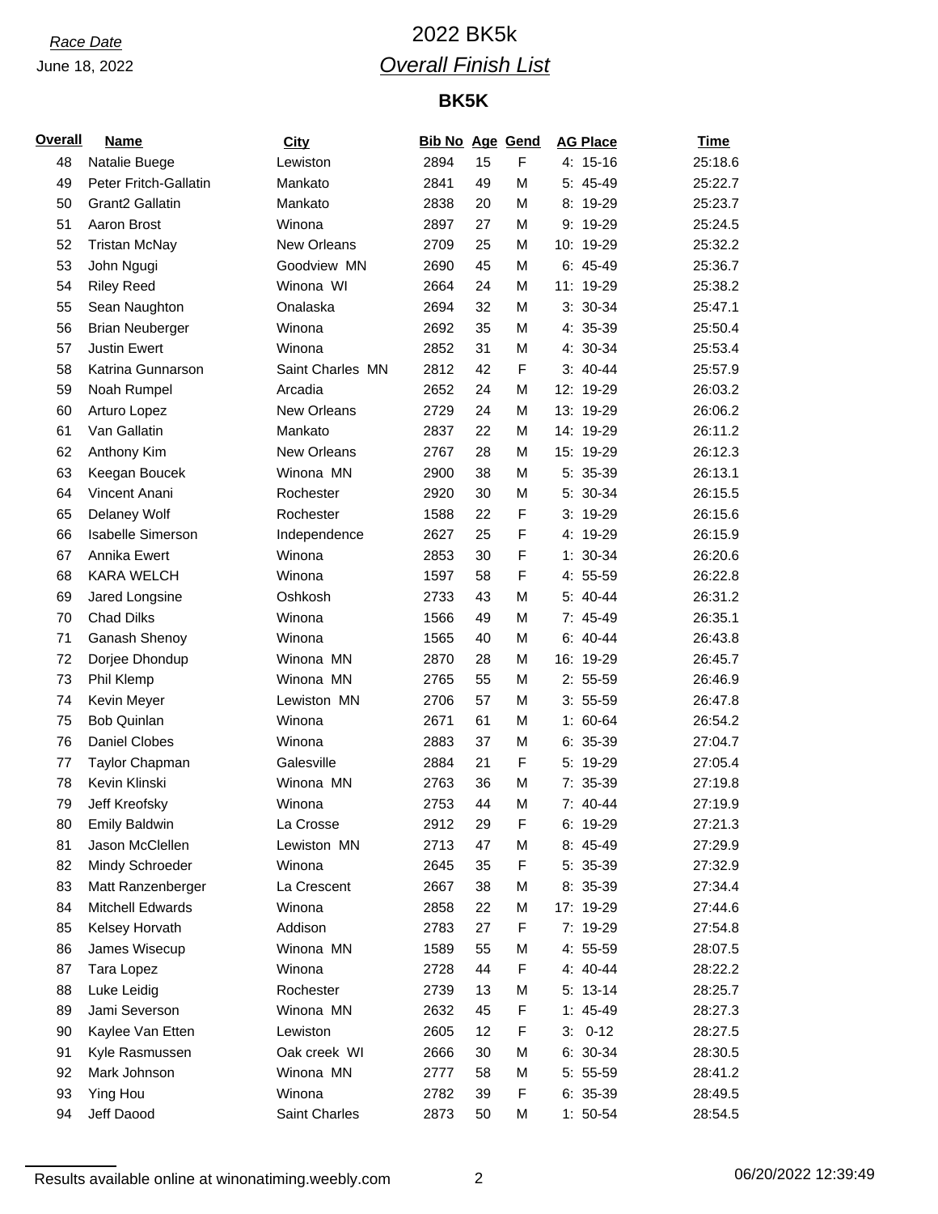*Race Date*

June 18, 2022

# 2022 BK5k

## *Overall Finish List*

### BK5K

| Overall | Name | City | Bib No | Age | Gend | AG Place | Time |
|---|---|---|---|---|---|---|---|
| 48 | Natalie Buege | Lewiston | 2894 | 15 | F | 4: 15-16 | 25:18.6 |
| 49 | Peter Fritch-Gallatin | Mankato | 2841 | 49 | M | 5: 45-49 | 25:22.7 |
| 50 | Grant2 Gallatin | Mankato | 2838 | 20 | M | 8: 19-29 | 25:23.7 |
| 51 | Aaron Brost | Winona | 2897 | 27 | M | 9: 19-29 | 25:24.5 |
| 52 | Tristan McNay | New Orleans | 2709 | 25 | M | 10: 19-29 | 25:32.2 |
| 53 | John Ngugi | Goodview MN | 2690 | 45 | M | 6: 45-49 | 25:36.7 |
| 54 | Riley Reed | Winona WI | 2664 | 24 | M | 11: 19-29 | 25:38.2 |
| 55 | Sean Naughton | Onalaska | 2694 | 32 | M | 3: 30-34 | 25:47.1 |
| 56 | Brian Neuberger | Winona | 2692 | 35 | M | 4: 35-39 | 25:50.4 |
| 57 | Justin Ewert | Winona | 2852 | 31 | M | 4: 30-34 | 25:53.4 |
| 58 | Katrina Gunnarson | Saint Charles MN | 2812 | 42 | F | 3: 40-44 | 25:57.9 |
| 59 | Noah Rumpel | Arcadia | 2652 | 24 | M | 12: 19-29 | 26:03.2 |
| 60 | Arturo Lopez | New Orleans | 2729 | 24 | M | 13: 19-29 | 26:06.2 |
| 61 | Van Gallatin | Mankato | 2837 | 22 | M | 14: 19-29 | 26:11.2 |
| 62 | Anthony Kim | New Orleans | 2767 | 28 | M | 15: 19-29 | 26:12.3 |
| 63 | Keegan Boucek | Winona MN | 2900 | 38 | M | 5: 35-39 | 26:13.1 |
| 64 | Vincent Anani | Rochester | 2920 | 30 | M | 5: 30-34 | 26:15.5 |
| 65 | Delaney Wolf | Rochester | 1588 | 22 | F | 3: 19-29 | 26:15.6 |
| 66 | Isabelle Simerson | Independence | 2627 | 25 | F | 4: 19-29 | 26:15.9 |
| 67 | Annika Ewert | Winona | 2853 | 30 | F | 1: 30-34 | 26:20.6 |
| 68 | KARA WELCH | Winona | 1597 | 58 | F | 4: 55-59 | 26:22.8 |
| 69 | Jared Longsine | Oshkosh | 2733 | 43 | M | 5: 40-44 | 26:31.2 |
| 70 | Chad Dilks | Winona | 1566 | 49 | M | 7: 45-49 | 26:35.1 |
| 71 | Ganash Shenoy | Winona | 1565 | 40 | M | 6: 40-44 | 26:43.8 |
| 72 | Dorjee Dhondup | Winona MN | 2870 | 28 | M | 16: 19-29 | 26:45.7 |
| 73 | Phil Klemp | Winona MN | 2765 | 55 | M | 2: 55-59 | 26:46.9 |
| 74 | Kevin Meyer | Lewiston MN | 2706 | 57 | M | 3: 55-59 | 26:47.8 |
| 75 | Bob Quinlan | Winona | 2671 | 61 | M | 1: 60-64 | 26:54.2 |
| 76 | Daniel Clobes | Winona | 2883 | 37 | M | 6: 35-39 | 27:04.7 |
| 77 | Taylor Chapman | Galesville | 2884 | 21 | F | 5: 19-29 | 27:05.4 |
| 78 | Kevin Klinski | Winona MN | 2763 | 36 | M | 7: 35-39 | 27:19.8 |
| 79 | Jeff Kreofsky | Winona | 2753 | 44 | M | 7: 40-44 | 27:19.9 |
| 80 | Emily Baldwin | La Crosse | 2912 | 29 | F | 6: 19-29 | 27:21.3 |
| 81 | Jason McClellen | Lewiston MN | 2713 | 47 | M | 8: 45-49 | 27:29.9 |
| 82 | Mindy Schroeder | Winona | 2645 | 35 | F | 5: 35-39 | 27:32.9 |
| 83 | Matt Ranzenberger | La Crescent | 2667 | 38 | M | 8: 35-39 | 27:34.4 |
| 84 | Mitchell Edwards | Winona | 2858 | 22 | M | 17: 19-29 | 27:44.6 |
| 85 | Kelsey Horvath | Addison | 2783 | 27 | F | 7: 19-29 | 27:54.8 |
| 86 | James Wisecup | Winona MN | 1589 | 55 | M | 4: 55-59 | 28:07.5 |
| 87 | Tara Lopez | Winona | 2728 | 44 | F | 4: 40-44 | 28:22.2 |
| 88 | Luke Leidig | Rochester | 2739 | 13 | M | 5: 13-14 | 28:25.7 |
| 89 | Jami Severson | Winona MN | 2632 | 45 | F | 1: 45-49 | 28:27.3 |
| 90 | Kaylee Van Etten | Lewiston | 2605 | 12 | F | 3: 0-12 | 28:27.5 |
| 91 | Kyle Rasmussen | Oak creek WI | 2666 | 30 | M | 6: 30-34 | 28:30.5 |
| 92 | Mark Johnson | Winona MN | 2777 | 58 | M | 5: 55-59 | 28:41.2 |
| 93 | Ying Hou | Winona | 2782 | 39 | F | 6: 35-39 | 28:49.5 |
| 94 | Jeff Daood | Saint Charles | 2873 | 50 | M | 1: 50-54 | 28:54.5 |

Results available online at winonatiming.weebly.com

06/20/2022 12:39:49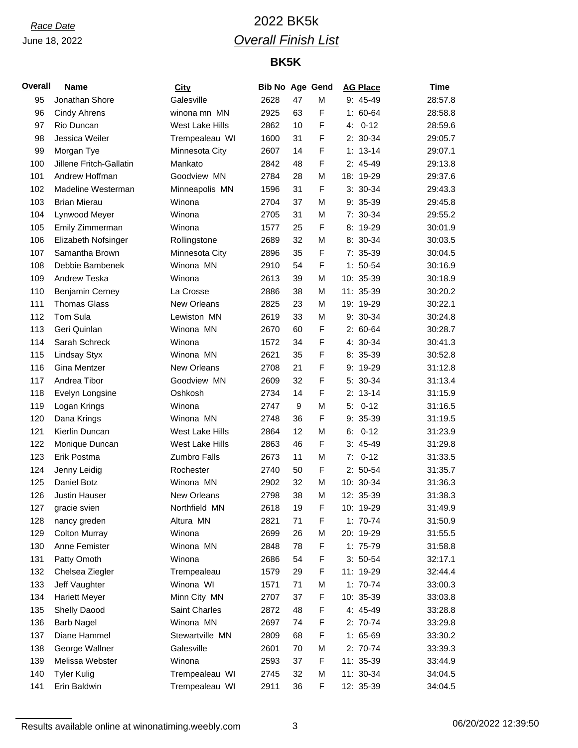*Race Date*
June 18, 2022

# 2022 BK5k

## *Overall Finish List*

### BK5K

| Overall | Name | City | Bib No | Age | Gend | AG Place | Time |
|---|---|---|---|---|---|---|---|
| 95 | Jonathan Shore | Galesville | 2628 | 47 | M | 9: 45-49 | 28:57.8 |
| 96 | Cindy Ahrens | winona mn MN | 2925 | 63 | F | 1: 60-64 | 28:58.8 |
| 97 | Rio Duncan | West Lake Hills | 2862 | 10 | F | 4: 0-12 | 28:59.6 |
| 98 | Jessica Weiler | Trempealeau WI | 1600 | 31 | F | 2: 30-34 | 29:05.7 |
| 99 | Morgan Tye | Minnesota City | 2607 | 14 | F | 1: 13-14 | 29:07.1 |
| 100 | Jillene Fritch-Gallatin | Mankato | 2842 | 48 | F | 2: 45-49 | 29:13.8 |
| 101 | Andrew Hoffman | Goodview MN | 2784 | 28 | M | 18: 19-29 | 29:37.6 |
| 102 | Madeline Westerman | Minneapolis MN | 1596 | 31 | F | 3: 30-34 | 29:43.3 |
| 103 | Brian Mierau | Winona | 2704 | 37 | M | 9: 35-39 | 29:45.8 |
| 104 | Lynwood Meyer | Winona | 2705 | 31 | M | 7: 30-34 | 29:55.2 |
| 105 | Emily Zimmerman | Winona | 1577 | 25 | F | 8: 19-29 | 30:01.9 |
| 106 | Elizabeth Nofsinger | Rollingstone | 2689 | 32 | M | 8: 30-34 | 30:03.5 |
| 107 | Samantha Brown | Minnesota City | 2896 | 35 | F | 7: 35-39 | 30:04.5 |
| 108 | Debbie Bambenek | Winona MN | 2910 | 54 | F | 1: 50-54 | 30:16.9 |
| 109 | Andrew Teska | Winona | 2613 | 39 | M | 10: 35-39 | 30:18.9 |
| 110 | Benjamin Cerney | La Crosse | 2886 | 38 | M | 11: 35-39 | 30:20.2 |
| 111 | Thomas Glass | New Orleans | 2825 | 23 | M | 19: 19-29 | 30:22.1 |
| 112 | Tom Sula | Lewiston MN | 2619 | 33 | M | 9: 30-34 | 30:24.8 |
| 113 | Geri Quinlan | Winona MN | 2670 | 60 | F | 2: 60-64 | 30:28.7 |
| 114 | Sarah Schreck | Winona | 1572 | 34 | F | 4: 30-34 | 30:41.3 |
| 115 | Lindsay Styx | Winona MN | 2621 | 35 | F | 8: 35-39 | 30:52.8 |
| 116 | Gina Mentzer | New Orleans | 2708 | 21 | F | 9: 19-29 | 31:12.8 |
| 117 | Andrea Tibor | Goodview MN | 2609 | 32 | F | 5: 30-34 | 31:13.4 |
| 118 | Evelyn Longsine | Oshkosh | 2734 | 14 | F | 2: 13-14 | 31:15.9 |
| 119 | Logan Krings | Winona | 2747 | 9 | M | 5: 0-12 | 31:16.5 |
| 120 | Dana Krings | Winona MN | 2748 | 36 | F | 9: 35-39 | 31:19.5 |
| 121 | Kierlin Duncan | West Lake Hills | 2864 | 12 | M | 6: 0-12 | 31:23.9 |
| 122 | Monique Duncan | West Lake Hills | 2863 | 46 | F | 3: 45-49 | 31:29.8 |
| 123 | Erik Postma | Zumbro Falls | 2673 | 11 | M | 7: 0-12 | 31:33.5 |
| 124 | Jenny Leidig | Rochester | 2740 | 50 | F | 2: 50-54 | 31:35.7 |
| 125 | Daniel Botz | Winona MN | 2902 | 32 | M | 10: 30-34 | 31:36.3 |
| 126 | Justin Hauser | New Orleans | 2798 | 38 | M | 12: 35-39 | 31:38.3 |
| 127 | gracie svien | Northfield MN | 2618 | 19 | F | 10: 19-29 | 31:49.9 |
| 128 | nancy greden | Altura MN | 2821 | 71 | F | 1: 70-74 | 31:50.9 |
| 129 | Colton Murray | Winona | 2699 | 26 | M | 20: 19-29 | 31:55.5 |
| 130 | Anne Femister | Winona MN | 2848 | 78 | F | 1: 75-79 | 31:58.8 |
| 131 | Patty Omoth | Winona | 2686 | 54 | F | 3: 50-54 | 32:17.1 |
| 132 | Chelsea Ziegler | Trempealeau | 1579 | 29 | F | 11: 19-29 | 32:44.4 |
| 133 | Jeff Vaughter | Winona WI | 1571 | 71 | M | 1: 70-74 | 33:00.3 |
| 134 | Hariett Meyer | Minn City MN | 2707 | 37 | F | 10: 35-39 | 33:03.8 |
| 135 | Shelly Daood | Saint Charles | 2872 | 48 | F | 4: 45-49 | 33:28.8 |
| 136 | Barb Nagel | Winona MN | 2697 | 74 | F | 2: 70-74 | 33:29.8 |
| 137 | Diane Hammel | Stewartville MN | 2809 | 68 | F | 1: 65-69 | 33:30.2 |
| 138 | George Wallner | Galesville | 2601 | 70 | M | 2: 70-74 | 33:39.3 |
| 139 | Melissa Webster | Winona | 2593 | 37 | F | 11: 35-39 | 33:44.9 |
| 140 | Tyler Kulig | Trempealeau WI | 2745 | 32 | M | 11: 30-34 | 34:04.5 |
| 141 | Erin Baldwin | Trempealeau WI | 2911 | 36 | F | 12: 35-39 | 34:04.5 |

Results available online at winonatiming.weebly.com

06/20/2022 12:39:50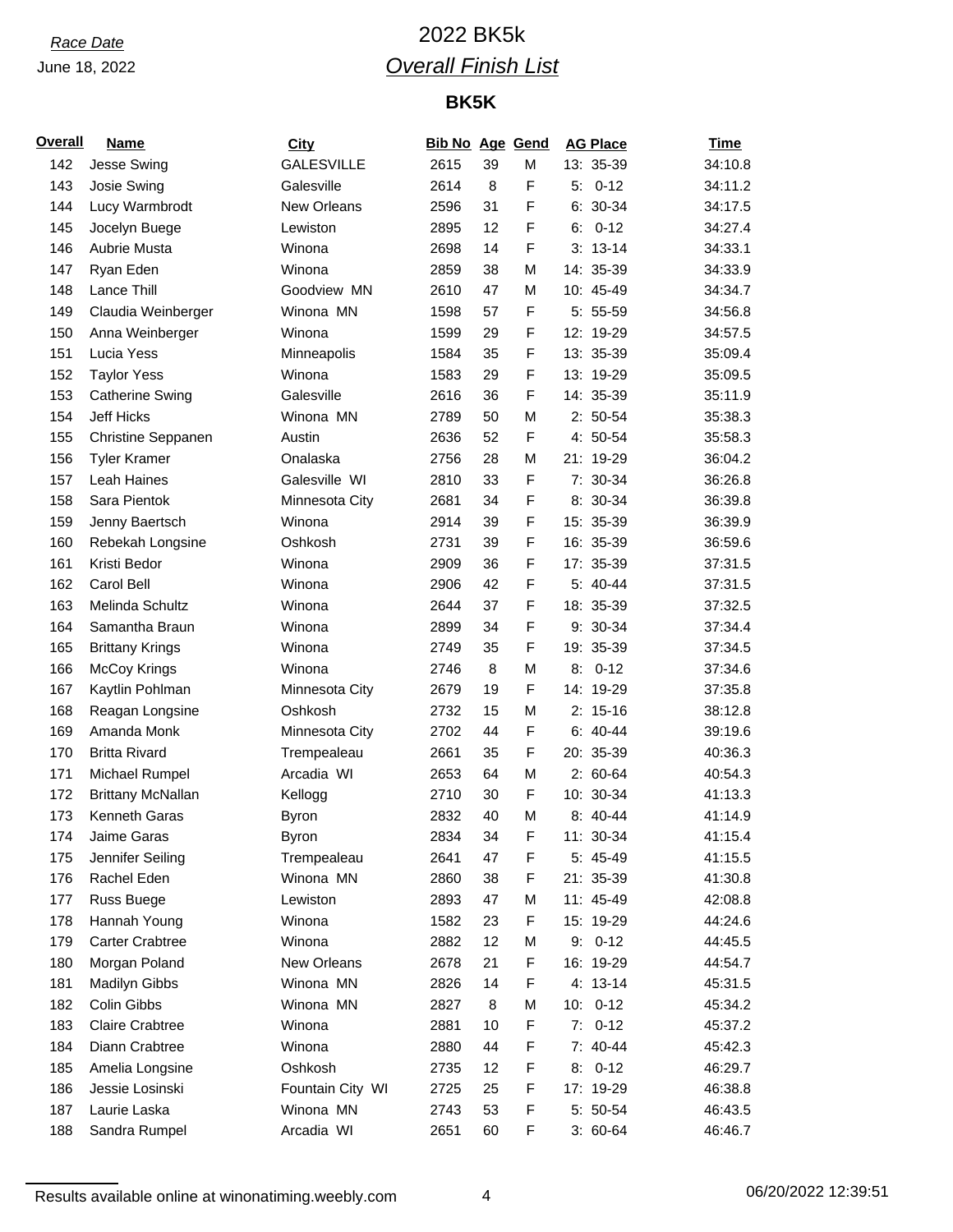*Race Date*
June 18, 2022

# 2022 BK5k

## *Overall Finish List*

### BK5K

| Overall | Name | City | Bib No | Age | Gend | AG Place | Time |
|---|---|---|---|---|---|---|---|
| 142 | Jesse Swing | GALESVILLE | 2615 | 39 | M | 13: 35-39 | 34:10.8 |
| 143 | Josie Swing | Galesville | 2614 | 8 | F | 5: 0-12 | 34:11.2 |
| 144 | Lucy Warmbrodt | New Orleans | 2596 | 31 | F | 6: 30-34 | 34:17.5 |
| 145 | Jocelyn Buege | Lewiston | 2895 | 12 | F | 6: 0-12 | 34:27.4 |
| 146 | Aubrie Musta | Winona | 2698 | 14 | F | 3: 13-14 | 34:33.1 |
| 147 | Ryan Eden | Winona | 2859 | 38 | M | 14: 35-39 | 34:33.9 |
| 148 | Lance Thill | Goodview MN | 2610 | 47 | M | 10: 45-49 | 34:34.7 |
| 149 | Claudia Weinberger | Winona MN | 1598 | 57 | F | 5: 55-59 | 34:56.8 |
| 150 | Anna Weinberger | Winona | 1599 | 29 | F | 12: 19-29 | 34:57.5 |
| 151 | Lucia Yess | Minneapolis | 1584 | 35 | F | 13: 35-39 | 35:09.4 |
| 152 | Taylor Yess | Winona | 1583 | 29 | F | 13: 19-29 | 35:09.5 |
| 153 | Catherine Swing | Galesville | 2616 | 36 | F | 14: 35-39 | 35:11.9 |
| 154 | Jeff Hicks | Winona MN | 2789 | 50 | M | 2: 50-54 | 35:38.3 |
| 155 | Christine Seppanen | Austin | 2636 | 52 | F | 4: 50-54 | 35:58.3 |
| 156 | Tyler Kramer | Onalaska | 2756 | 28 | M | 21: 19-29 | 36:04.2 |
| 157 | Leah Haines | Galesville WI | 2810 | 33 | F | 7: 30-34 | 36:26.8 |
| 158 | Sara Pientok | Minnesota City | 2681 | 34 | F | 8: 30-34 | 36:39.8 |
| 159 | Jenny Baertsch | Winona | 2914 | 39 | F | 15: 35-39 | 36:39.9 |
| 160 | Rebekah Longsine | Oshkosh | 2731 | 39 | F | 16: 35-39 | 36:59.6 |
| 161 | Kristi Bedor | Winona | 2909 | 36 | F | 17: 35-39 | 37:31.5 |
| 162 | Carol Bell | Winona | 2906 | 42 | F | 5: 40-44 | 37:31.5 |
| 163 | Melinda Schultz | Winona | 2644 | 37 | F | 18: 35-39 | 37:32.5 |
| 164 | Samantha Braun | Winona | 2899 | 34 | F | 9: 30-34 | 37:34.4 |
| 165 | Brittany Krings | Winona | 2749 | 35 | F | 19: 35-39 | 37:34.5 |
| 166 | McCoy Krings | Winona | 2746 | 8 | M | 8: 0-12 | 37:34.6 |
| 167 | Kaytlin Pohlman | Minnesota City | 2679 | 19 | F | 14: 19-29 | 37:35.8 |
| 168 | Reagan Longsine | Oshkosh | 2732 | 15 | M | 2: 15-16 | 38:12.8 |
| 169 | Amanda Monk | Minnesota City | 2702 | 44 | F | 6: 40-44 | 39:19.6 |
| 170 | Britta Rivard | Trempealeau | 2661 | 35 | F | 20: 35-39 | 40:36.3 |
| 171 | Michael Rumpel | Arcadia WI | 2653 | 64 | M | 2: 60-64 | 40:54.3 |
| 172 | Brittany McNallan | Kellogg | 2710 | 30 | F | 10: 30-34 | 41:13.3 |
| 173 | Kenneth Garas | Byron | 2832 | 40 | M | 8: 40-44 | 41:14.9 |
| 174 | Jaime Garas | Byron | 2834 | 34 | F | 11: 30-34 | 41:15.4 |
| 175 | Jennifer Seiling | Trempealeau | 2641 | 47 | F | 5: 45-49 | 41:15.5 |
| 176 | Rachel Eden | Winona MN | 2860 | 38 | F | 21: 35-39 | 41:30.8 |
| 177 | Russ Buege | Lewiston | 2893 | 47 | M | 11: 45-49 | 42:08.8 |
| 178 | Hannah Young | Winona | 1582 | 23 | F | 15: 19-29 | 44:24.6 |
| 179 | Carter Crabtree | Winona | 2882 | 12 | M | 9: 0-12 | 44:45.5 |
| 180 | Morgan Poland | New Orleans | 2678 | 21 | F | 16: 19-29 | 44:54.7 |
| 181 | Madilyn Gibbs | Winona MN | 2826 | 14 | F | 4: 13-14 | 45:31.5 |
| 182 | Colin Gibbs | Winona MN | 2827 | 8 | M | 10: 0-12 | 45:34.2 |
| 183 | Claire Crabtree | Winona | 2881 | 10 | F | 7: 0-12 | 45:37.2 |
| 184 | Diann Crabtree | Winona | 2880 | 44 | F | 7: 40-44 | 45:42.3 |
| 185 | Amelia Longsine | Oshkosh | 2735 | 12 | F | 8: 0-12 | 46:29.7 |
| 186 | Jessie Losinski | Fountain City WI | 2725 | 25 | F | 17: 19-29 | 46:38.8 |
| 187 | Laurie Laska | Winona MN | 2743 | 53 | F | 5: 50-54 | 46:43.5 |
| 188 | Sandra Rumpel | Arcadia WI | 2651 | 60 | F | 3: 60-64 | 46:46.7 |

Results available online at winonatiming.weebly.com

06/20/2022 12:39:51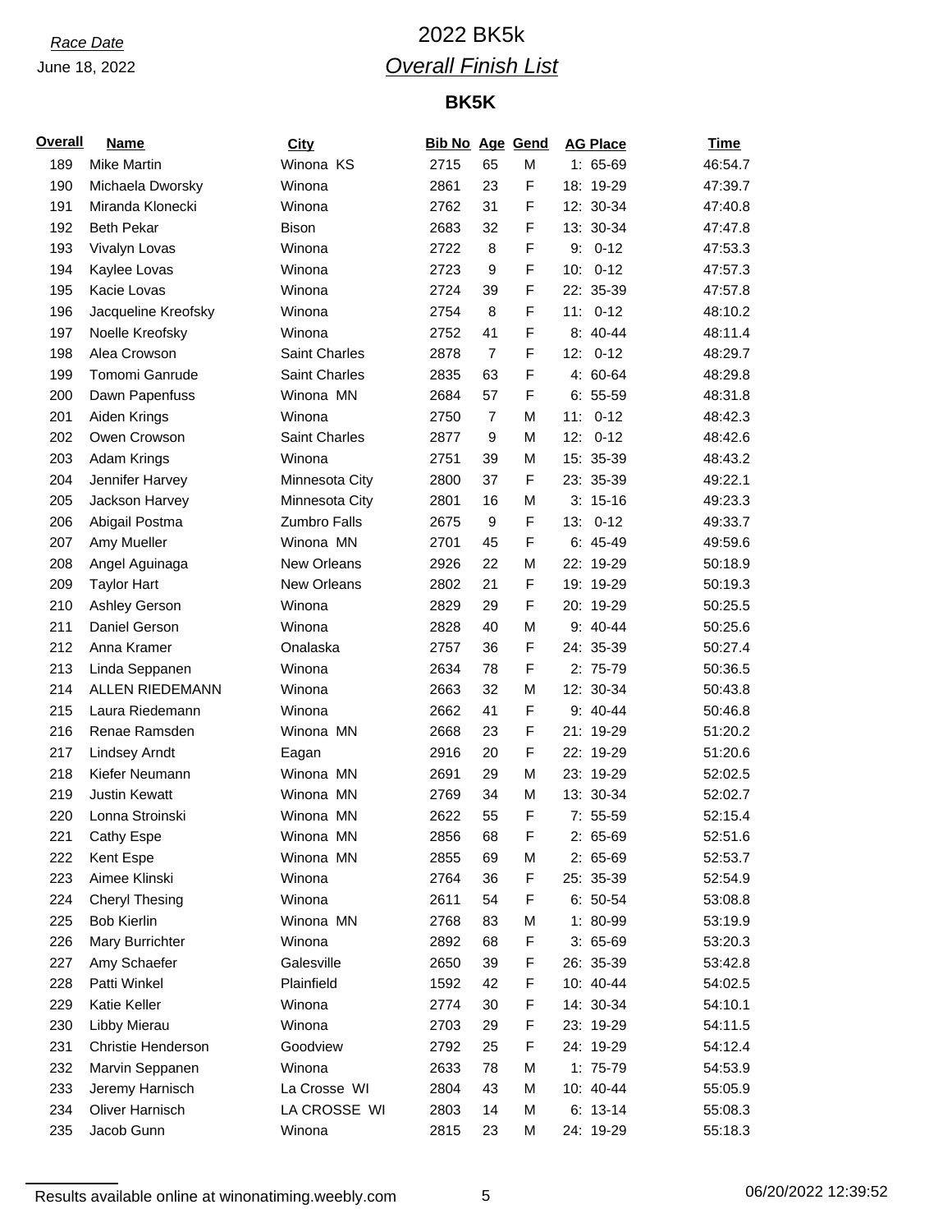*Race Date*
June 18, 2022

# 2022 BK5k

## *Overall Finish List*

### BK5K

| Overall | Name | City | Bib No | Age | Gend | AG Place | Time |
|---|---|---|---|---|---|---|---|
| 189 | Mike Martin | Winona KS | 2715 | 65 | M | 1: 65-69 | 46:54.7 |
| 190 | Michaela Dworsky | Winona | 2861 | 23 | F | 18: 19-29 | 47:39.7 |
| 191 | Miranda Klonecki | Winona | 2762 | 31 | F | 12: 30-34 | 47:40.8 |
| 192 | Beth Pekar | Bison | 2683 | 32 | F | 13: 30-34 | 47:47.8 |
| 193 | Vivalyn Lovas | Winona | 2722 | 8 | F | 9: 0-12 | 47:53.3 |
| 194 | Kaylee Lovas | Winona | 2723 | 9 | F | 10: 0-12 | 47:57.3 |
| 195 | Kacie Lovas | Winona | 2724 | 39 | F | 22: 35-39 | 47:57.8 |
| 196 | Jacqueline Kreofsky | Winona | 2754 | 8 | F | 11: 0-12 | 48:10.2 |
| 197 | Noelle Kreofsky | Winona | 2752 | 41 | F | 8: 40-44 | 48:11.4 |
| 198 | Alea Crowson | Saint Charles | 2878 | 7 | F | 12: 0-12 | 48:29.7 |
| 199 | Tomomi Ganrude | Saint Charles | 2835 | 63 | F | 4: 60-64 | 48:29.8 |
| 200 | Dawn Papenfuss | Winona MN | 2684 | 57 | F | 6: 55-59 | 48:31.8 |
| 201 | Aiden Krings | Winona | 2750 | 7 | M | 11: 0-12 | 48:42.3 |
| 202 | Owen Crowson | Saint Charles | 2877 | 9 | M | 12: 0-12 | 48:42.6 |
| 203 | Adam Krings | Winona | 2751 | 39 | M | 15: 35-39 | 48:43.2 |
| 204 | Jennifer Harvey | Minnesota City | 2800 | 37 | F | 23: 35-39 | 49:22.1 |
| 205 | Jackson Harvey | Minnesota City | 2801 | 16 | M | 3: 15-16 | 49:23.3 |
| 206 | Abigail Postma | Zumbro Falls | 2675 | 9 | F | 13: 0-12 | 49:33.7 |
| 207 | Amy Mueller | Winona MN | 2701 | 45 | F | 6: 45-49 | 49:59.6 |
| 208 | Angel Aguinaga | New Orleans | 2926 | 22 | M | 22: 19-29 | 50:18.9 |
| 209 | Taylor Hart | New Orleans | 2802 | 21 | F | 19: 19-29 | 50:19.3 |
| 210 | Ashley Gerson | Winona | 2829 | 29 | F | 20: 19-29 | 50:25.5 |
| 211 | Daniel Gerson | Winona | 2828 | 40 | M | 9: 40-44 | 50:25.6 |
| 212 | Anna Kramer | Onalaska | 2757 | 36 | F | 24: 35-39 | 50:27.4 |
| 213 | Linda Seppanen | Winona | 2634 | 78 | F | 2: 75-79 | 50:36.5 |
| 214 | ALLEN RIEDEMANN | Winona | 2663 | 32 | M | 12: 30-34 | 50:43.8 |
| 215 | Laura Riedemann | Winona | 2662 | 41 | F | 9: 40-44 | 50:46.8 |
| 216 | Renae Ramsden | Winona MN | 2668 | 23 | F | 21: 19-29 | 51:20.2 |
| 217 | Lindsey Arndt | Eagan | 2916 | 20 | F | 22: 19-29 | 51:20.6 |
| 218 | Kiefer Neumann | Winona MN | 2691 | 29 | M | 23: 19-29 | 52:02.5 |
| 219 | Justin Kewatt | Winona MN | 2769 | 34 | M | 13: 30-34 | 52:02.7 |
| 220 | Lonna Stroinski | Winona MN | 2622 | 55 | F | 7: 55-59 | 52:15.4 |
| 221 | Cathy Espe | Winona MN | 2856 | 68 | F | 2: 65-69 | 52:51.6 |
| 222 | Kent Espe | Winona MN | 2855 | 69 | M | 2: 65-69 | 52:53.7 |
| 223 | Aimee Klinski | Winona | 2764 | 36 | F | 25: 35-39 | 52:54.9 |
| 224 | Cheryl Thesing | Winona | 2611 | 54 | F | 6: 50-54 | 53:08.8 |
| 225 | Bob Kierlin | Winona MN | 2768 | 83 | M | 1: 80-99 | 53:19.9 |
| 226 | Mary Burrichter | Winona | 2892 | 68 | F | 3: 65-69 | 53:20.3 |
| 227 | Amy Schaefer | Galesville | 2650 | 39 | F | 26: 35-39 | 53:42.8 |
| 228 | Patti Winkel | Plainfield | 1592 | 42 | F | 10: 40-44 | 54:02.5 |
| 229 | Katie Keller | Winona | 2774 | 30 | F | 14: 30-34 | 54:10.1 |
| 230 | Libby Mierau | Winona | 2703 | 29 | F | 23: 19-29 | 54:11.5 |
| 231 | Christie Henderson | Goodview | 2792 | 25 | F | 24: 19-29 | 54:12.4 |
| 232 | Marvin Seppanen | Winona | 2633 | 78 | M | 1: 75-79 | 54:53.9 |
| 233 | Jeremy Harnisch | La Crosse WI | 2804 | 43 | M | 10: 40-44 | 55:05.9 |
| 234 | Oliver Harnisch | LA CROSSE WI | 2803 | 14 | M | 6: 13-14 | 55:08.3 |
| 235 | Jacob Gunn | Winona | 2815 | 23 | M | 24: 19-29 | 55:18.3 |

Results available online at winonatiming.weebly.com

06/20/2022 12:39:52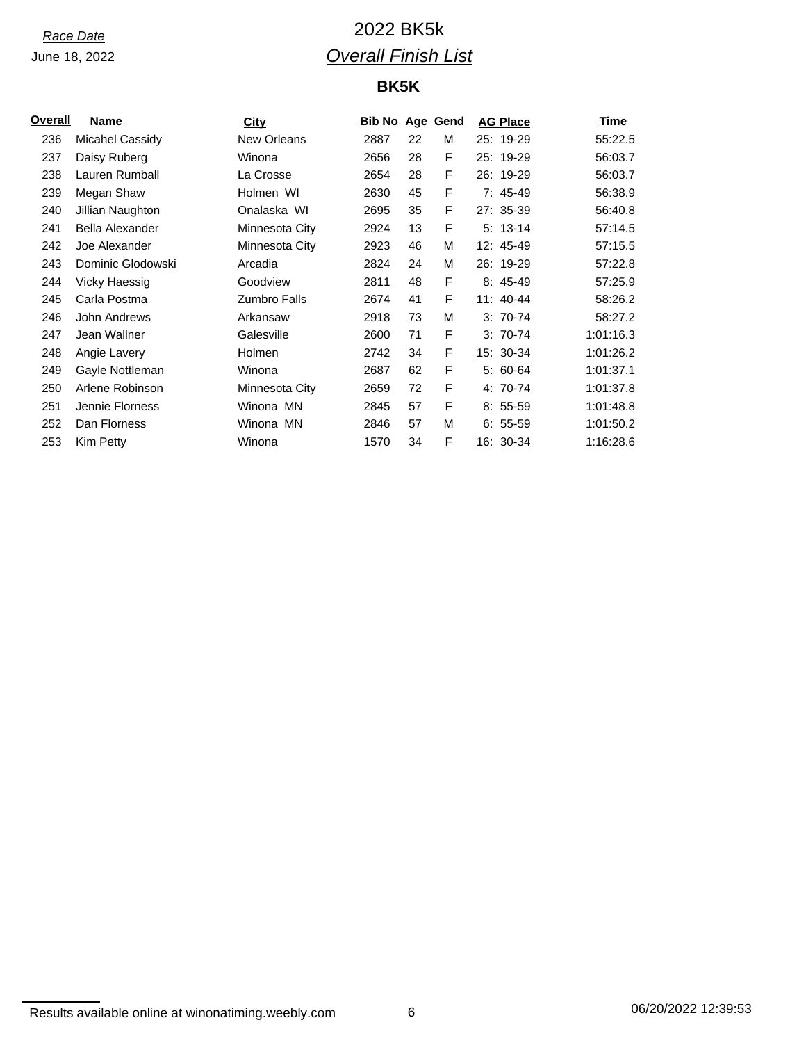*Race Date*

June 18, 2022

# 2022 BK5k

## *Overall Finish List*

### BK5K

| Overall | Name | City | Bib No | Age | Gend | AG Place | Time |
|---|---|---|---|---|---|---|---|
| 236 | Micahel Cassidy | New Orleans | 2887 | 22 | M | 25: 19-29 | 55:22.5 |
| 237 | Daisy Ruberg | Winona | 2656 | 28 | F | 25: 19-29 | 56:03.7 |
| 238 | Lauren Rumball | La Crosse | 2654 | 28 | F | 26: 19-29 | 56:03.7 |
| 239 | Megan Shaw | Holmen WI | 2630 | 45 | F | 7: 45-49 | 56:38.9 |
| 240 | Jillian Naughton | Onalaska WI | 2695 | 35 | F | 27: 35-39 | 56:40.8 |
| 241 | Bella Alexander | Minnesota City | 2924 | 13 | F | 5: 13-14 | 57:14.5 |
| 242 | Joe Alexander | Minnesota City | 2923 | 46 | M | 12: 45-49 | 57:15.5 |
| 243 | Dominic Glodowski | Arcadia | 2824 | 24 | M | 26: 19-29 | 57:22.8 |
| 244 | Vicky Haessig | Goodview | 2811 | 48 | F | 8: 45-49 | 57:25.9 |
| 245 | Carla Postma | Zumbro Falls | 2674 | 41 | F | 11: 40-44 | 58:26.2 |
| 246 | John Andrews | Arkansaw | 2918 | 73 | M | 3: 70-74 | 58:27.2 |
| 247 | Jean Wallner | Galesville | 2600 | 71 | F | 3: 70-74 | 1:01:16.3 |
| 248 | Angie Lavery | Holmen | 2742 | 34 | F | 15: 30-34 | 1:01:26.2 |
| 249 | Gayle Nottleman | Winona | 2687 | 62 | F | 5: 60-64 | 1:01:37.1 |
| 250 | Arlene Robinson | Minnesota City | 2659 | 72 | F | 4: 70-74 | 1:01:37.8 |
| 251 | Jennie Florness | Winona MN | 2845 | 57 | F | 8: 55-59 | 1:01:48.8 |
| 252 | Dan Florness | Winona MN | 2846 | 57 | M | 6: 55-59 | 1:01:50.2 |
| 253 | Kim Petty | Winona | 1570 | 34 | F | 16: 30-34 | 1:16:28.6 |

Results available online at winonatiming.weebly.com

06/20/2022 12:39:53